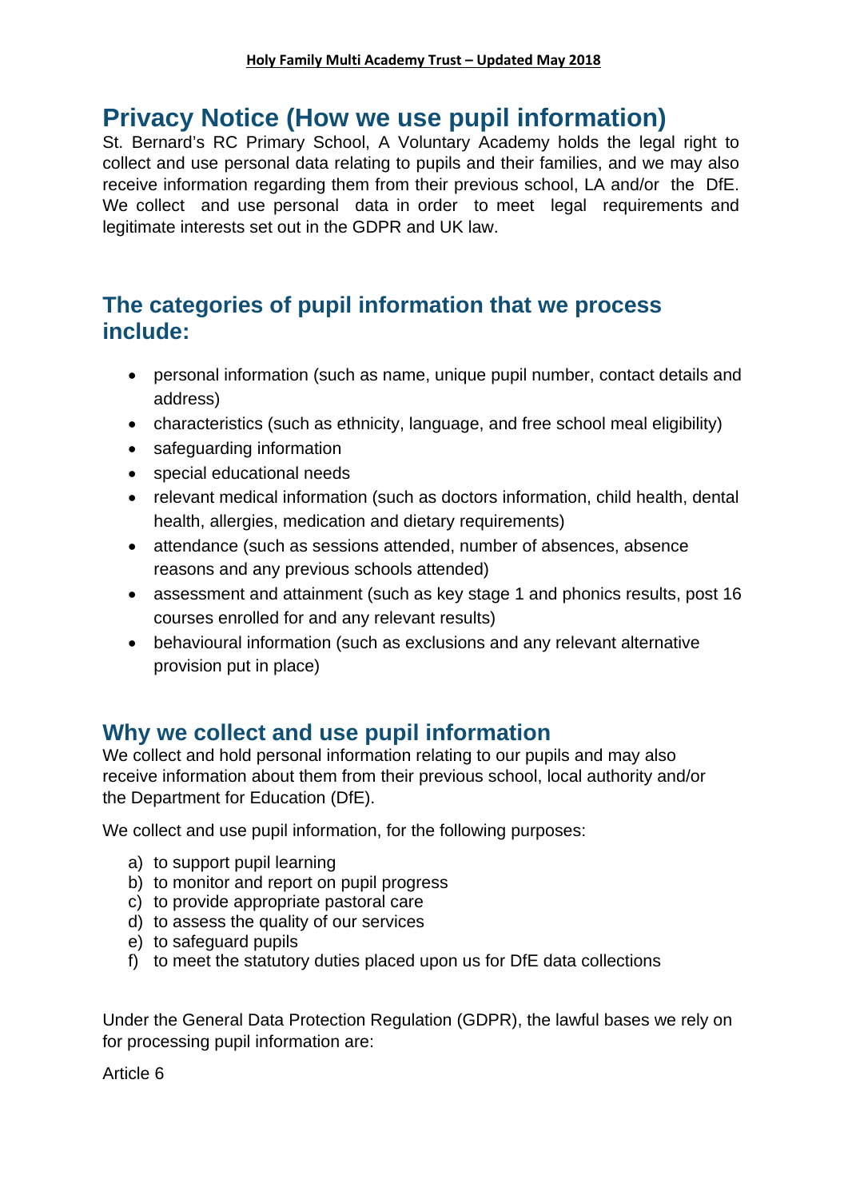# Privacy Notice (How we use pupil information)

St. Bernard's RC Primary School, A Voluntary Academy holds the legal right to collect and use personal data relating to pupils and their families, and we may also receive information regarding them from their previous school, LA and/or the DfE. We collect and use personal data in order to meet legal requirements and legitimate interests set out in the GDPR and UK law.

## The categories of pupil information that we process include:

- personal information (such as name, unique pupil number, contact details and address)
- characteristics (such as ethnicity, language, and free school meal eligibility)
- safeguarding information
- special educational needs
- relevant medical information (such as doctors information, child health, dental health, allergies, medication and dietary requirements)
- attendance (such as sessions attended, number of absences, absence reasons and any previous schools attended)
- assessment and attainment (such as key stage 1 and phonics results, post 16 courses enrolled for and any relevant results)
- behavioural information (such as exclusions and any relevant alternative provision put in place)

## Why we collect and use pupil information

We collect and hold personal information relating to our pupils and may also receive information about them from their previous school, local authority and/or the Department for Education (DfE).

We collect and use pupil information, for the following purposes:

a) to support pupil learning
b) to monitor and report on pupil progress
c) to provide appropriate pastoral care
d) to assess the quality of our services
e) to safeguard pupils
f) to meet the statutory duties placed upon us for DfE data collections

Under the General Data Protection Regulation (GDPR), the lawful bases we rely on for processing pupil information are:

Article 6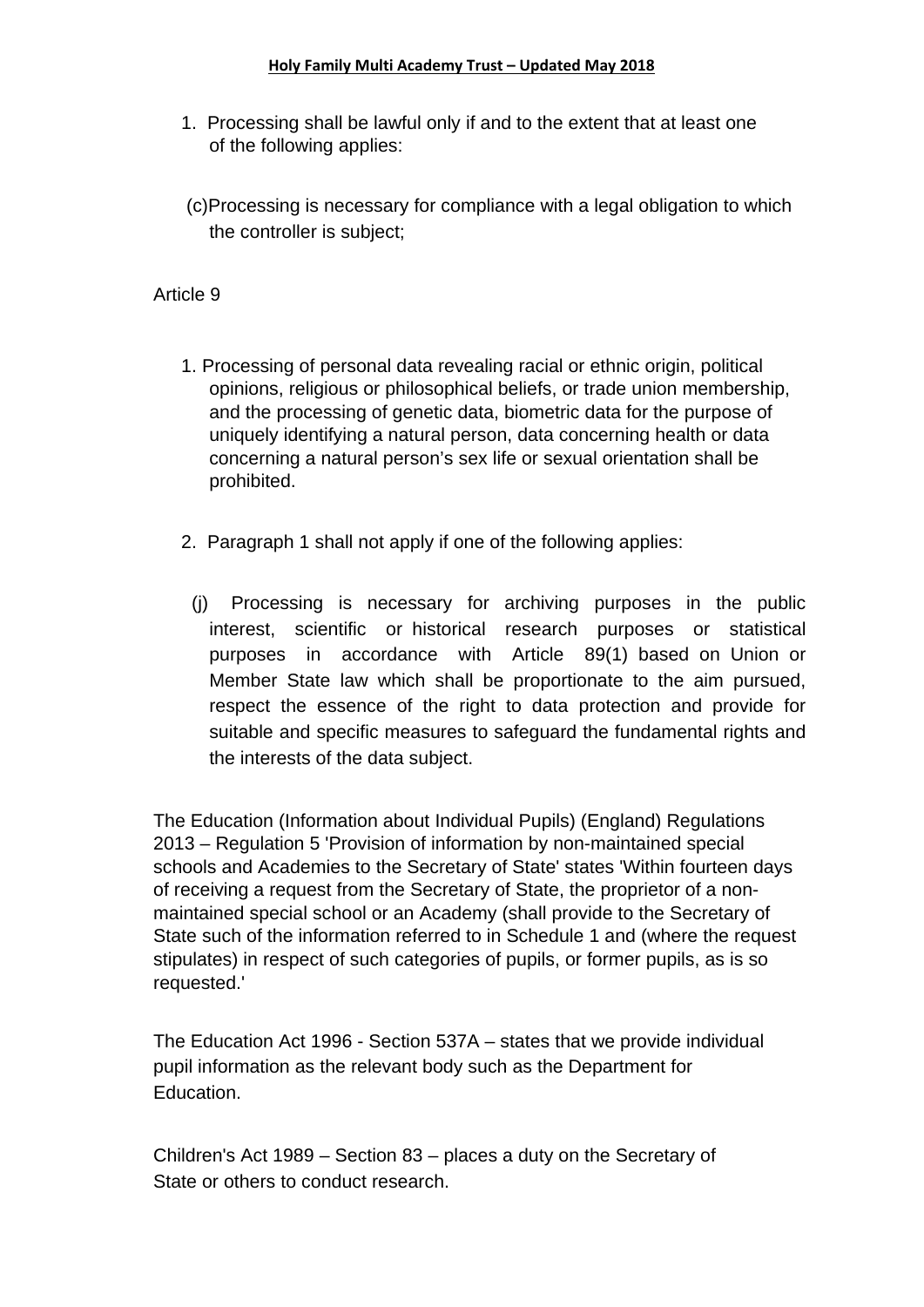1. Processing shall be lawful only if and to the extent that at least one of the following applies:

(c) Processing is necessary for compliance with a legal obligation to which the controller is subject;

Article 9

1. Processing of personal data revealing racial or ethnic origin, political opinions, religious or philosophical beliefs, or trade union membership, and the processing of genetic data, biometric data for the purpose of uniquely identifying a natural person, data concerning health or data concerning a natural person's sex life or sexual orientation shall be prohibited.

2. Paragraph 1 shall not apply if one of the following applies:

(j) Processing is necessary for archiving purposes in the public interest, scientific or historical research purposes or statistical purposes in accordance with Article 89(1) based on Union or Member State law which shall be proportionate to the aim pursued, respect the essence of the right to data protection and provide for suitable and specific measures to safeguard the fundamental rights and the interests of the data subject.

The Education (Information about Individual Pupils) (England) Regulations 2013 – Regulation 5 'Provision of information by non-maintained special schools and Academies to the Secretary of State' states 'Within fourteen days of receiving a request from the Secretary of State, the proprietor of a non-maintained special school or an Academy (shall provide to the Secretary of State such of the information referred to in Schedule 1 and (where the request stipulates) in respect of such categories of pupils, or former pupils, as is so requested.'

The Education Act 1996 - Section 537A – states that we provide individual pupil information as the relevant body such as the Department for Education.

Children's Act 1989 – Section 83 – places a duty on the Secretary of State or others to conduct research.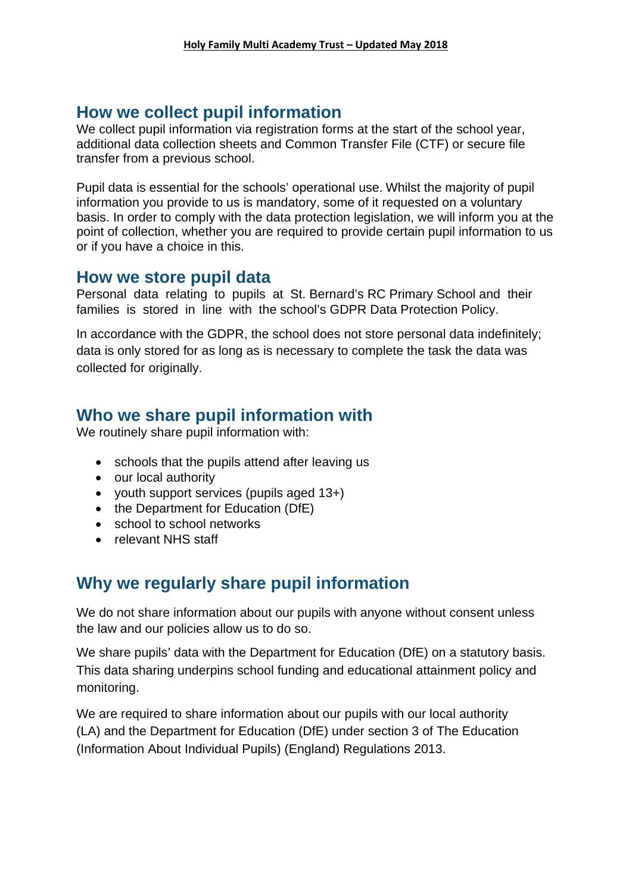## How we collect pupil information

We collect pupil information via registration forms at the start of the school year, additional data collection sheets and Common Transfer File (CTF) or secure file transfer from a previous school.

Pupil data is essential for the schools' operational use. Whilst the majority of pupil information you provide to us is mandatory, some of it requested on a voluntary basis. In order to comply with the data protection legislation, we will inform you at the point of collection, whether you are required to provide certain pupil information to us or if you have a choice in this.

## How we store pupil data

Personal data relating to pupils at St. Bernard's RC Primary School and their families is stored in line with the school's GDPR Data Protection Policy.

In accordance with the GDPR, the school does not store personal data indefinitely; data is only stored for as long as is necessary to complete the task the data was collected for originally.

## Who we share pupil information with

We routinely share pupil information with:

- schools that the pupils attend after leaving us
- our local authority
- youth support services (pupils aged 13+)
- the Department for Education (DfE)
- school to school networks
- relevant NHS staff

## Why we regularly share pupil information

We do not share information about our pupils with anyone without consent unless the law and our policies allow us to do so.

We share pupils' data with the Department for Education (DfE) on a statutory basis. This data sharing underpins school funding and educational attainment policy and monitoring.

We are required to share information about our pupils with our local authority (LA) and the Department for Education (DfE) under section 3 of The Education (Information About Individual Pupils) (England) Regulations 2013.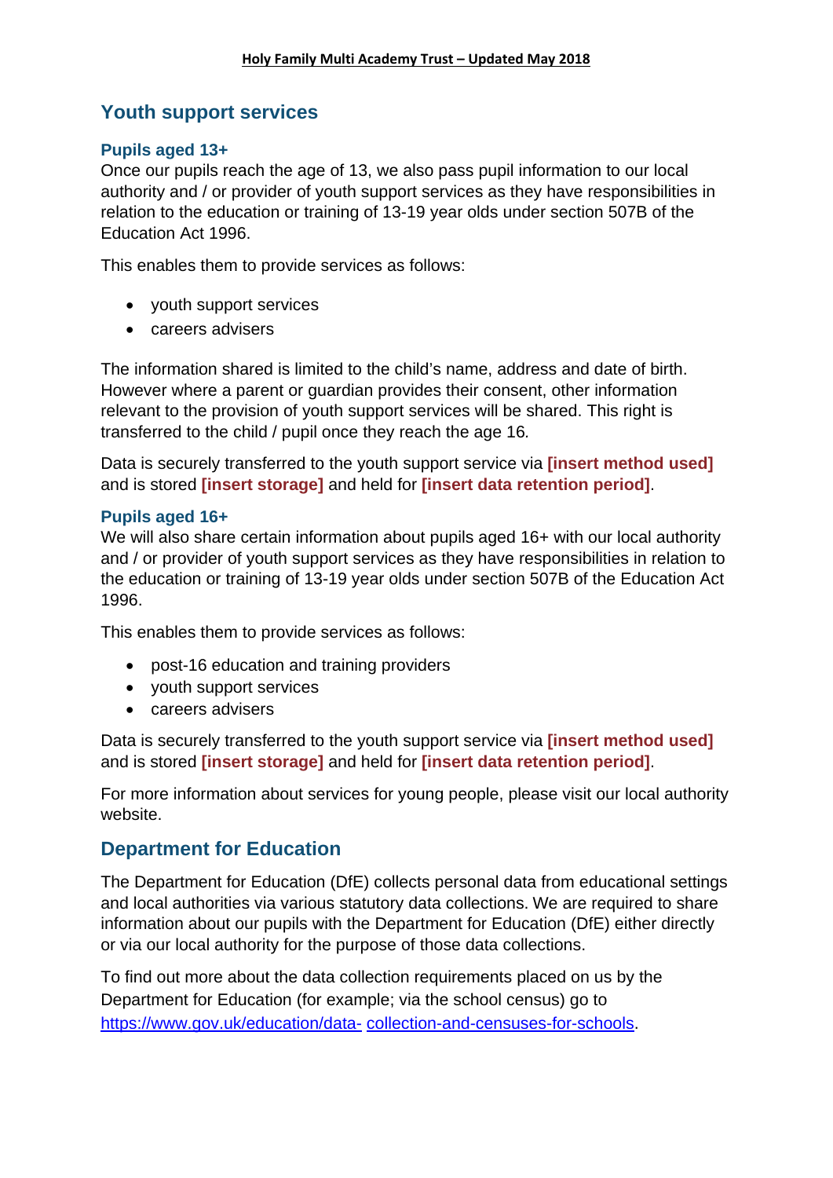## Youth support services

### Pupils aged 13+

Once our pupils reach the age of 13, we also pass pupil information to our local authority and / or provider of youth support services as they have responsibilities in relation to the education or training of 13-19 year olds under section 507B of the Education Act 1996.

This enables them to provide services as follows:

- youth support services
- careers advisers

The information shared is limited to the child's name, address and date of birth. However where a parent or guardian provides their consent, other information relevant to the provision of youth support services will be shared. This right is transferred to the child / pupil once they reach the age 16.

Data is securely transferred to the youth support service via **[insert method used]** and is stored **[insert storage]** and held for **[insert data retention period]**.

### Pupils aged 16+

We will also share certain information about pupils aged 16+ with our local authority and / or provider of youth support services as they have responsibilities in relation to the education or training of 13-19 year olds under section 507B of the Education Act 1996.

This enables them to provide services as follows:

- post-16 education and training providers
- youth support services
- careers advisers

Data is securely transferred to the youth support service via **[insert method used]** and is stored **[insert storage]** and held for **[insert data retention period]**.

For more information about services for young people, please visit our local authority website.

## Department for Education

The Department for Education (DfE) collects personal data from educational settings and local authorities via various statutory data collections. We are required to share information about our pupils with the Department for Education (DfE) either directly or via our local authority for the purpose of those data collections.

To find out more about the data collection requirements placed on us by the Department for Education (for example; via the school census) go to https://www.gov.uk/education/data- collection-and-censuses-for-schools.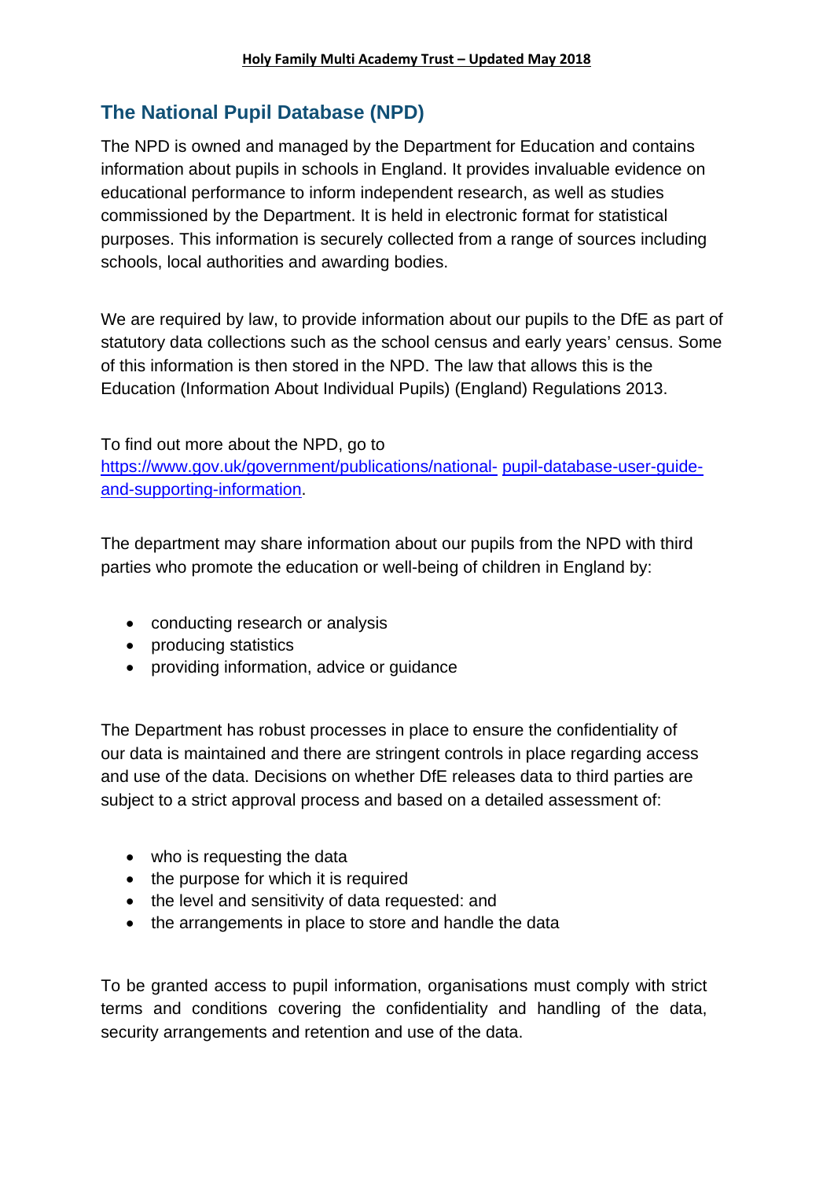## The National Pupil Database (NPD)

The NPD is owned and managed by the Department for Education and contains information about pupils in schools in England. It provides invaluable evidence on educational performance to inform independent research, as well as studies commissioned by the Department. It is held in electronic format for statistical purposes. This information is securely collected from a range of sources including schools, local authorities and awarding bodies.

We are required by law, to provide information about our pupils to the DfE as part of statutory data collections such as the school census and early years' census. Some of this information is then stored in the NPD. The law that allows this is the Education (Information About Individual Pupils) (England) Regulations 2013.

To find out more about the NPD, go to [https://www.gov.uk/government/publications/national- pupil-database-user-guide-and-supporting-information](https://www.gov.uk/government/publications/national-pupil-database-user-guide-and-supporting-information).

The department may share information about our pupils from the NPD with third parties who promote the education or well-being of children in England by:

- conducting research or analysis
- producing statistics
- providing information, advice or guidance

The Department has robust processes in place to ensure the confidentiality of our data is maintained and there are stringent controls in place regarding access and use of the data. Decisions on whether DfE releases data to third parties are subject to a strict approval process and based on a detailed assessment of:

- who is requesting the data
- the purpose for which it is required
- the level and sensitivity of data requested: and
- the arrangements in place to store and handle the data

To be granted access to pupil information, organisations must comply with strict terms and conditions covering the confidentiality and handling of the data, security arrangements and retention and use of the data.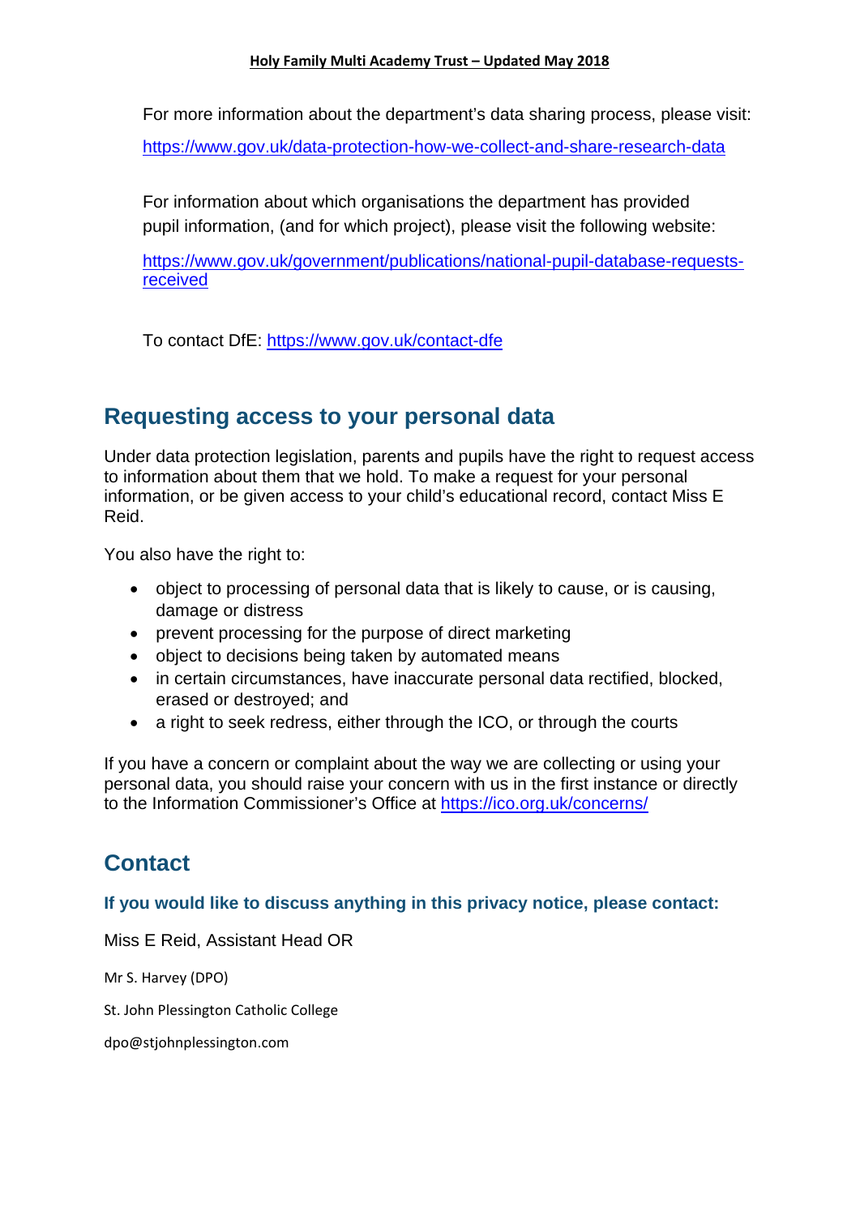For more information about the department's data sharing process, please visit:

https://www.gov.uk/data-protection-how-we-collect-and-share-research-data

For information about which organisations the department has provided pupil information, (and for which project), please visit the following website:

https://www.gov.uk/government/publications/national-pupil-database-requests-received

To contact DfE: https://www.gov.uk/contact-dfe

## Requesting access to your personal data

Under data protection legislation, parents and pupils have the right to request access to information about them that we hold. To make a request for your personal information, or be given access to your child's educational record, contact Miss E Reid.

You also have the right to:

- object to processing of personal data that is likely to cause, or is causing, damage or distress
- prevent processing for the purpose of direct marketing
- object to decisions being taken by automated means
- in certain circumstances, have inaccurate personal data rectified, blocked, erased or destroyed; and
- a right to seek redress, either through the ICO, or through the courts

If you have a concern or complaint about the way we are collecting or using your personal data, you should raise your concern with us in the first instance or directly to the Information Commissioner's Office at https://ico.org.uk/concerns/

## Contact

### If you would like to discuss anything in this privacy notice, please contact:

Miss E Reid, Assistant Head OR

Mr S. Harvey (DPO)

St. John Plessington Catholic College

dpo@stjohnplessington.com